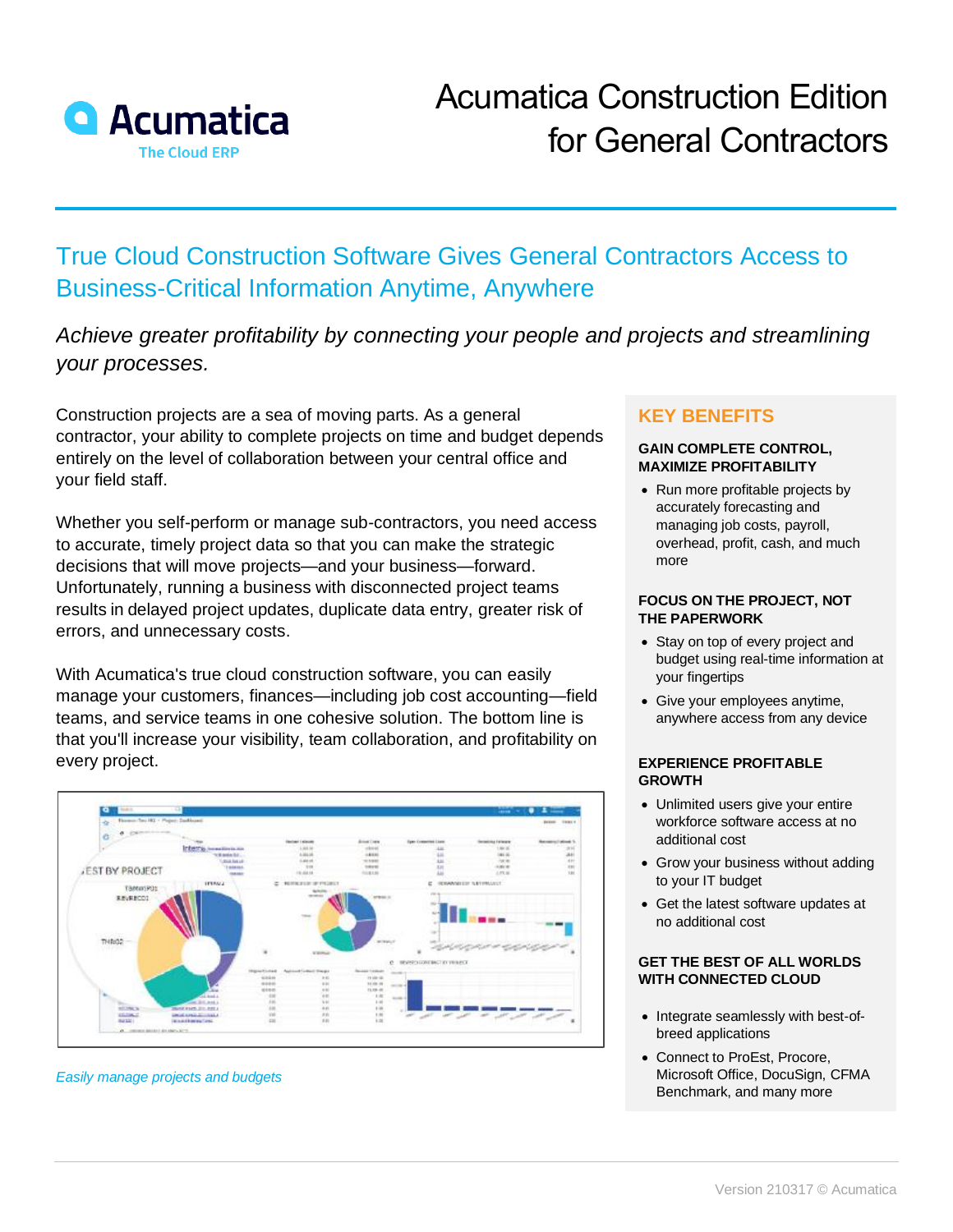# Acumatica Construction Edition for General Contractors

## True Cloud Construction Software Gives General Contractors Access to Business-Critical Information Anytime, Anywhere

*Achieve greater profitability by connecting your people and projects and streamlining your processes.*

Construction projects are a sea of moving parts. As a general contractor, your ability to complete projects on time and budget depends entirely on the level of collaboration between your central office and your field staff.

Whether you self-perform or manage sub-contractors, you need access to accurate, timely project data so that you can make the strategic decisions that will move projects—and your business—forward. Unfortunately, running a business with disconnected project teams results in delayed project updates, duplicate data entry, greater risk of errors, and unnecessary costs.

With Acumatica's true cloud construction software, you can easily manage your customers, finances—including job cost accounting—field teams, and service teams in one cohesive solution. The bottom line is that you'll increase your visibility, team collaboration, and profitability on every project.

*Easily manage projects and budgets*

## KEY BENEFITS

### GAIN COMPLETE CONTROL, MAXIMIZE PROFITABILITY

- Run more profitable projects by accurately forecasting and managing job costs, payroll, overhead, profit, cash, and much more

### FOCUS ON THE PROJECT, NOT THE PAPERWORK

- Stay on top of every project and budget using real-time information at your fingertips
- Give your employees anytime, anywhere access from any device

### EXPERIENCE PROFITABLE GROWTH

- Unlimited users give your entire workforce software access at no additional cost
- Grow your business without adding to your IT budget
- Get the latest software updates at no additional cost

### GET THE BEST OF ALL WORLDS WITH CONNECTED CLOUD

- Integrate seamlessly with best-of-breed applications
- Connect to ProEst, Procore, Microsoft Office, DocuSign, CFMA Benchmark, and many more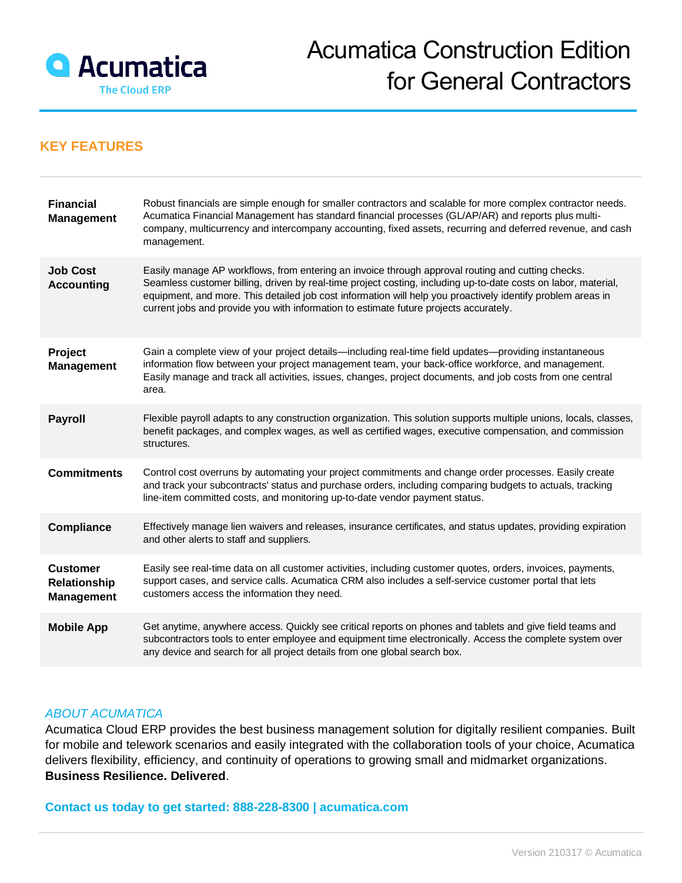# Acumatica Construction Edition for General Contractors

## KEY FEATURES

| | |
|---|---|
| **Financial Management** | Robust financials are simple enough for smaller contractors and scalable for more complex contractor needs. Acumatica Financial Management has standard financial processes (GL/AP/AR) and reports plus multi-company, multicurrency and intercompany accounting, fixed assets, recurring and deferred revenue, and cash management. |
| **Job Cost Accounting** | Easily manage AP workflows, from entering an invoice through approval routing and cutting checks. Seamless customer billing, driven by real-time project costing, including up-to-date costs on labor, material, equipment, and more. This detailed job cost information will help you proactively identify problem areas in current jobs and provide you with information to estimate future projects accurately. |
| **Project Management** | Gain a complete view of your project details—including real-time field updates—providing instantaneous information flow between your project management team, your back-office workforce, and management. Easily manage and track all activities, issues, changes, project documents, and job costs from one central area. |
| **Payroll** | Flexible payroll adapts to any construction organization. This solution supports multiple unions, locals, classes, benefit packages, and complex wages, as well as certified wages, executive compensation, and commission structures. |
| **Commitments** | Control cost overruns by automating your project commitments and change order processes. Easily create and track your subcontracts' status and purchase orders, including comparing budgets to actuals, tracking line-item committed costs, and monitoring up-to-date vendor payment status. |
| **Compliance** | Effectively manage lien waivers and releases, insurance certificates, and status updates, providing expiration and other alerts to staff and suppliers. |
| **Customer Relationship Management** | Easily see real-time data on all customer activities, including customer quotes, orders, invoices, payments, support cases, and service calls. Acumatica CRM also includes a self-service customer portal that lets customers access the information they need. |
| **Mobile App** | Get anytime, anywhere access. Quickly see critical reports on phones and tablets and give field teams and subcontractors tools to enter employee and equipment time electronically. Access the complete system over any device and search for all project details from one global search box. |

### *ABOUT ACUMATICA*

Acumatica Cloud ERP provides the best business management solution for digitally resilient companies. Built for mobile and telework scenarios and easily integrated with the collaboration tools of your choice, Acumatica delivers flexibility, efficiency, and continuity of operations to growing small and midmarket organizations. **Business Resilience. Delivered**.

**Contact us today to get started: 888-228-8300 | acumatica.com**

Version 210317 © Acumatica